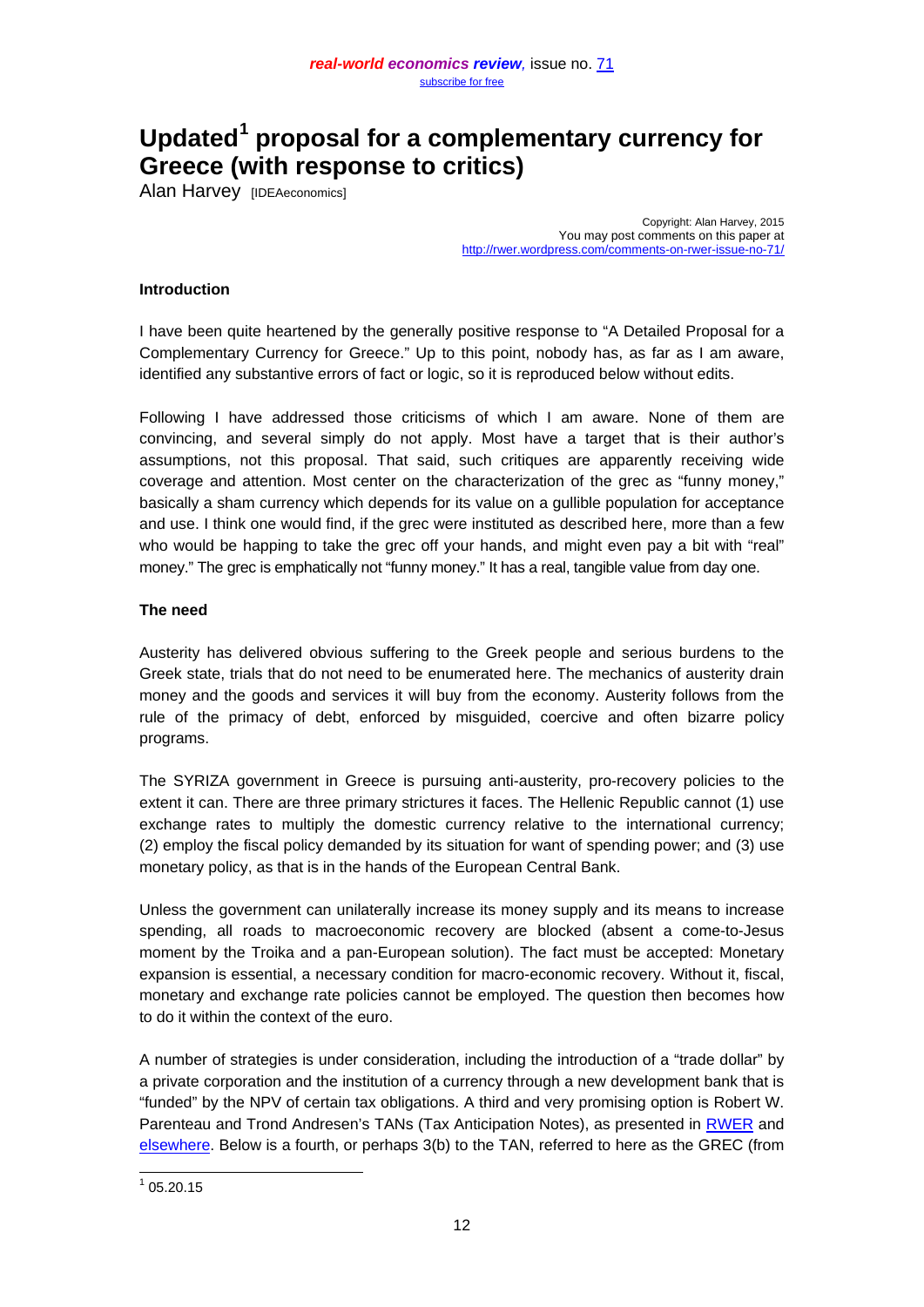# Updated[1] proposal for a complementary currency for Greece (with response to critics)

Alan Harvey [IDEAeconomics]

Copyright: Alan Harvey, 2015
You may post comments on this paper at http://rwer.wordpress.com/comments-on-rwer-issue-no-71/

### Introduction

I have been quite heartened by the generally positive response to "A Detailed Proposal for a Complementary Currency for Greece." Up to this point, nobody has, as far as I am aware, identified any substantive errors of fact or logic, so it is reproduced below without edits.

Following I have addressed those criticisms of which I am aware. None of them are convincing, and several simply do not apply. Most have a target that is their author's assumptions, not this proposal. That said, such critiques are apparently receiving wide coverage and attention. Most center on the characterization of the grec as "funny money," basically a sham currency which depends for its value on a gullible population for acceptance and use. I think one would find, if the grec were instituted as described here, more than a few who would be happing to take the grec off your hands, and might even pay a bit with "real" money." The grec is emphatically not "funny money." It has a real, tangible value from day one.

### The need

Austerity has delivered obvious suffering to the Greek people and serious burdens to the Greek state, trials that do not need to be enumerated here. The mechanics of austerity drain money and the goods and services it will buy from the economy. Austerity follows from the rule of the primacy of debt, enforced by misguided, coercive and often bizarre policy programs.

The SYRIZA government in Greece is pursuing anti-austerity, pro-recovery policies to the extent it can. There are three primary strictures it faces. The Hellenic Republic cannot (1) use exchange rates to multiply the domestic currency relative to the international currency; (2) employ the fiscal policy demanded by its situation for want of spending power; and (3) use monetary policy, as that is in the hands of the European Central Bank.

Unless the government can unilaterally increase its money supply and its means to increase spending, all roads to macroeconomic recovery are blocked (absent a come-to-Jesus moment by the Troika and a pan-European solution). The fact must be accepted: Monetary expansion is essential, a necessary condition for macro-economic recovery. Without it, fiscal, monetary and exchange rate policies cannot be employed. The question then becomes how to do it within the context of the euro.

A number of strategies is under consideration, including the introduction of a "trade dollar" by a private corporation and the institution of a currency through a new development bank that is "funded" by the NPV of certain tax obligations. A third and very promising option is Robert W. Parenteau and Trond Andresen's TANs (Tax Anticipation Notes), as presented in RWER and elsewhere. Below is a fourth, or perhaps 3(b) to the TAN, referred to here as the GREC (from

[1] 05.20.15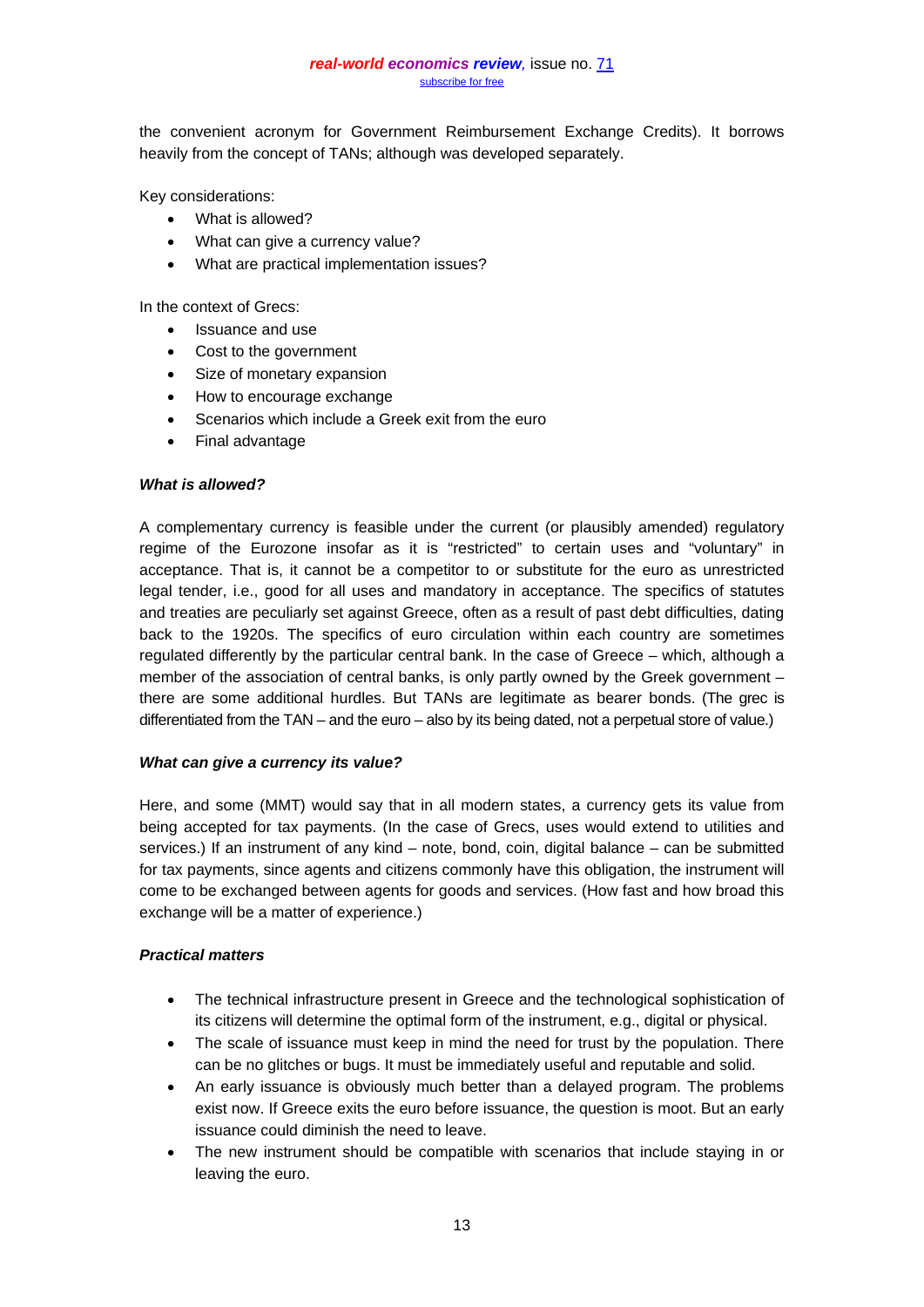the convenient acronym for Government Reimbursement Exchange Credits). It borrows heavily from the concept of TANs; although was developed separately.

Key considerations:

- What is allowed?
- What can give a currency value?
- What are practical implementation issues?

In the context of Grecs:

- Issuance and use
- Cost to the government
- Size of monetary expansion
- How to encourage exchange
- Scenarios which include a Greek exit from the euro
- Final advantage

***What is allowed?***

A complementary currency is feasible under the current (or plausibly amended) regulatory regime of the Eurozone insofar as it is "restricted" to certain uses and "voluntary" in acceptance. That is, it cannot be a competitor to or substitute for the euro as unrestricted legal tender, i.e., good for all uses and mandatory in acceptance. The specifics of statutes and treaties are peculiarly set against Greece, often as a result of past debt difficulties, dating back to the 1920s. The specifics of euro circulation within each country are sometimes regulated differently by the particular central bank. In the case of Greece – which, although a member of the association of central banks, is only partly owned by the Greek government – there are some additional hurdles. But TANs are legitimate as bearer bonds. (The grec is differentiated from the TAN – and the euro – also by its being dated, not a perpetual store of value.)

***What can give a currency its value?***

Here, and some (MMT) would say that in all modern states, a currency gets its value from being accepted for tax payments. (In the case of Grecs, uses would extend to utilities and services.) If an instrument of any kind – note, bond, coin, digital balance – can be submitted for tax payments, since agents and citizens commonly have this obligation, the instrument will come to be exchanged between agents for goods and services. (How fast and how broad this exchange will be a matter of experience.)

***Practical matters***

- The technical infrastructure present in Greece and the technological sophistication of its citizens will determine the optimal form of the instrument, e.g., digital or physical.
- The scale of issuance must keep in mind the need for trust by the population. There can be no glitches or bugs. It must be immediately useful and reputable and solid.
- An early issuance is obviously much better than a delayed program. The problems exist now. If Greece exits the euro before issuance, the question is moot. But an early issuance could diminish the need to leave.
- The new instrument should be compatible with scenarios that include staying in or leaving the euro.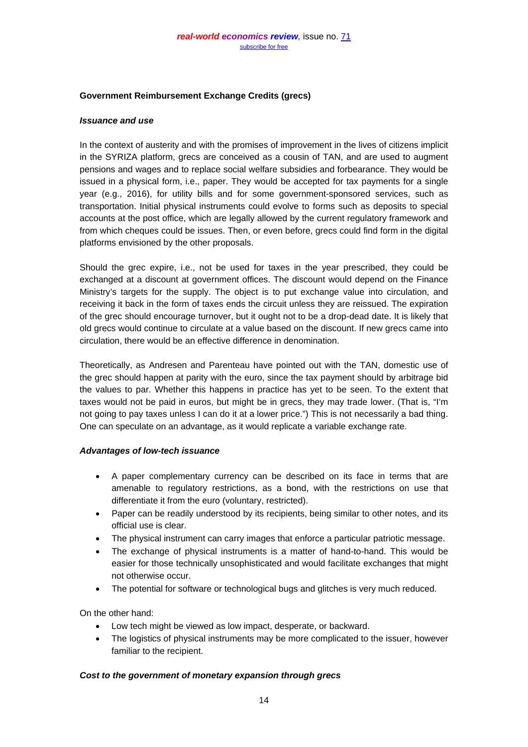**Government Reimbursement Exchange Credits (grecs)**

***Issuance and use***

In the context of austerity and with the promises of improvement in the lives of citizens implicit in the SYRIZA platform, grecs are conceived as a cousin of TAN, and are used to augment pensions and wages and to replace social welfare subsidies and forbearance. They would be issued in a physical form, i.e., paper. They would be accepted for tax payments for a single year (e.g., 2016), for utility bills and for some government-sponsored services, such as transportation. Initial physical instruments could evolve to forms such as deposits to special accounts at the post office, which are legally allowed by the current regulatory framework and from which cheques could be issues. Then, or even before, grecs could find form in the digital platforms envisioned by the other proposals.

Should the grec expire, i.e., not be used for taxes in the year prescribed, they could be exchanged at a discount at government offices. The discount would depend on the Finance Ministry's targets for the supply. The object is to put exchange value into circulation, and receiving it back in the form of taxes ends the circuit unless they are reissued. The expiration of the grec should encourage turnover, but it ought not to be a drop-dead date. It is likely that old grecs would continue to circulate at a value based on the discount. If new grecs came into circulation, there would be an effective difference in denomination.

Theoretically, as Andresen and Parenteau have pointed out with the TAN, domestic use of the grec should happen at parity with the euro, since the tax payment should by arbitrage bid the values to par. Whether this happens in practice has yet to be seen. To the extent that taxes would not be paid in euros, but might be in grecs, they may trade lower. (That is, "I'm not going to pay taxes unless I can do it at a lower price.") This is not necessarily a bad thing. One can speculate on an advantage, as it would replicate a variable exchange rate.

***Advantages of low-tech issuance***

- A paper complementary currency can be described on its face in terms that are amenable to regulatory restrictions, as a bond, with the restrictions on use that differentiate it from the euro (voluntary, restricted).
- Paper can be readily understood by its recipients, being similar to other notes, and its official use is clear.
- The physical instrument can carry images that enforce a particular patriotic message.
- The exchange of physical instruments is a matter of hand-to-hand. This would be easier for those technically unsophisticated and would facilitate exchanges that might not otherwise occur.
- The potential for software or technological bugs and glitches is very much reduced.

On the other hand:

- Low tech might be viewed as low impact, desperate, or backward.
- The logistics of physical instruments may be more complicated to the issuer, however familiar to the recipient.

***Cost to the government of monetary expansion through grecs***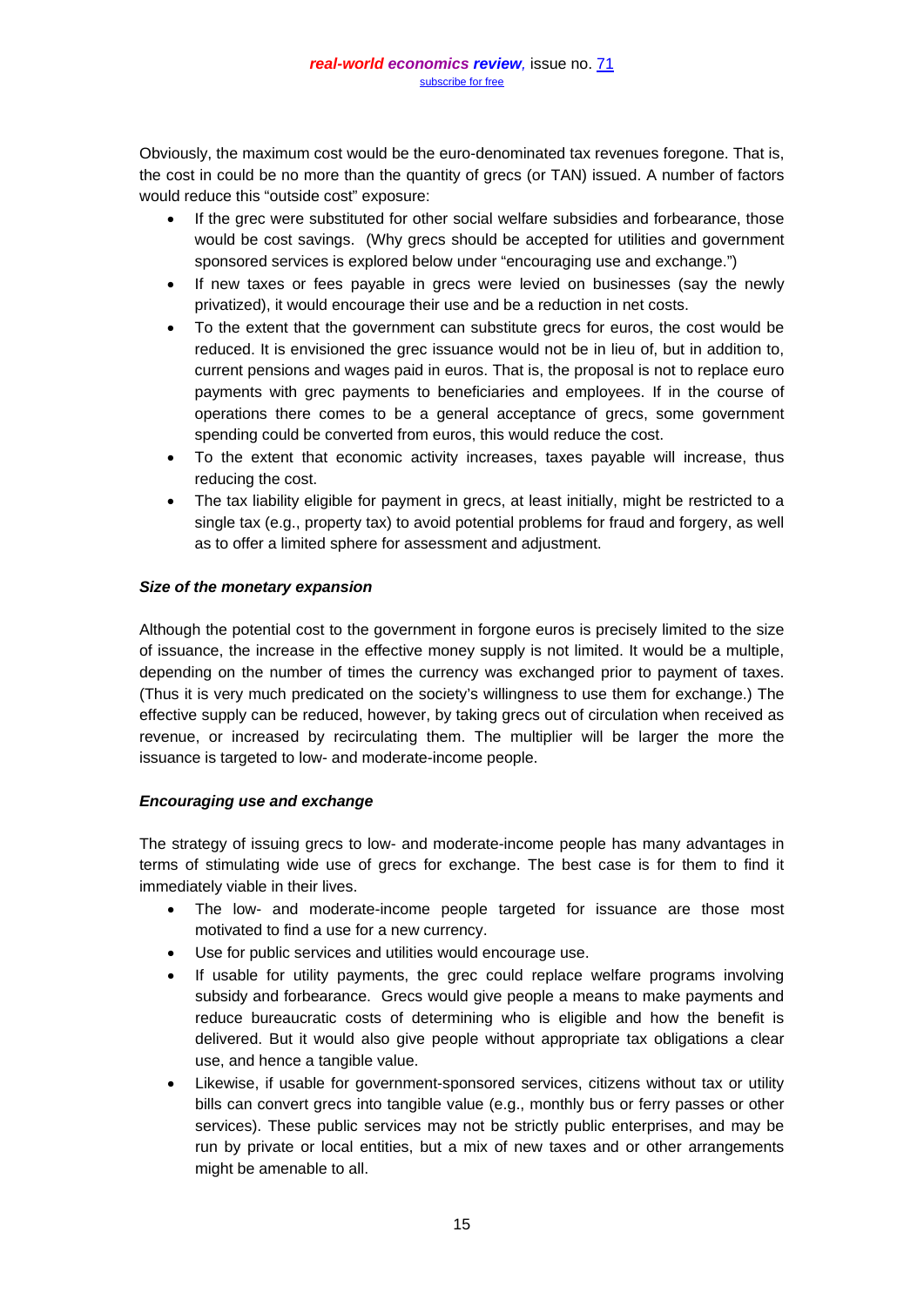Obviously, the maximum cost would be the euro-denominated tax revenues foregone. That is, the cost in could be no more than the quantity of grecs (or TAN) issued. A number of factors would reduce this "outside cost" exposure:

- If the grec were substituted for other social welfare subsidies and forbearance, those would be cost savings. (Why grecs should be accepted for utilities and government sponsored services is explored below under "encouraging use and exchange.")
- If new taxes or fees payable in grecs were levied on businesses (say the newly privatized), it would encourage their use and be a reduction in net costs.
- To the extent that the government can substitute grecs for euros, the cost would be reduced. It is envisioned the grec issuance would not be in lieu of, but in addition to, current pensions and wages paid in euros. That is, the proposal is not to replace euro payments with grec payments to beneficiaries and employees. If in the course of operations there comes to be a general acceptance of grecs, some government spending could be converted from euros, this would reduce the cost.
- To the extent that economic activity increases, taxes payable will increase, thus reducing the cost.
- The tax liability eligible for payment in grecs, at least initially, might be restricted to a single tax (e.g., property tax) to avoid potential problems for fraud and forgery, as well as to offer a limited sphere for assessment and adjustment.

***Size of the monetary expansion***

Although the potential cost to the government in forgone euros is precisely limited to the size of issuance, the increase in the effective money supply is not limited. It would be a multiple, depending on the number of times the currency was exchanged prior to payment of taxes. (Thus it is very much predicated on the society's willingness to use them for exchange.) The effective supply can be reduced, however, by taking grecs out of circulation when received as revenue, or increased by recirculating them. The multiplier will be larger the more the issuance is targeted to low- and moderate-income people.

***Encouraging use and exchange***

The strategy of issuing grecs to low- and moderate-income people has many advantages in terms of stimulating wide use of grecs for exchange. The best case is for them to find it immediately viable in their lives.

- The low- and moderate-income people targeted for issuance are those most motivated to find a use for a new currency.
- Use for public services and utilities would encourage use.
- If usable for utility payments, the grec could replace welfare programs involving subsidy and forbearance. Grecs would give people a means to make payments and reduce bureaucratic costs of determining who is eligible and how the benefit is delivered. But it would also give people without appropriate tax obligations a clear use, and hence a tangible value.
- Likewise, if usable for government-sponsored services, citizens without tax or utility bills can convert grecs into tangible value (e.g., monthly bus or ferry passes or other services). These public services may not be strictly public enterprises, and may be run by private or local entities, but a mix of new taxes and or other arrangements might be amenable to all.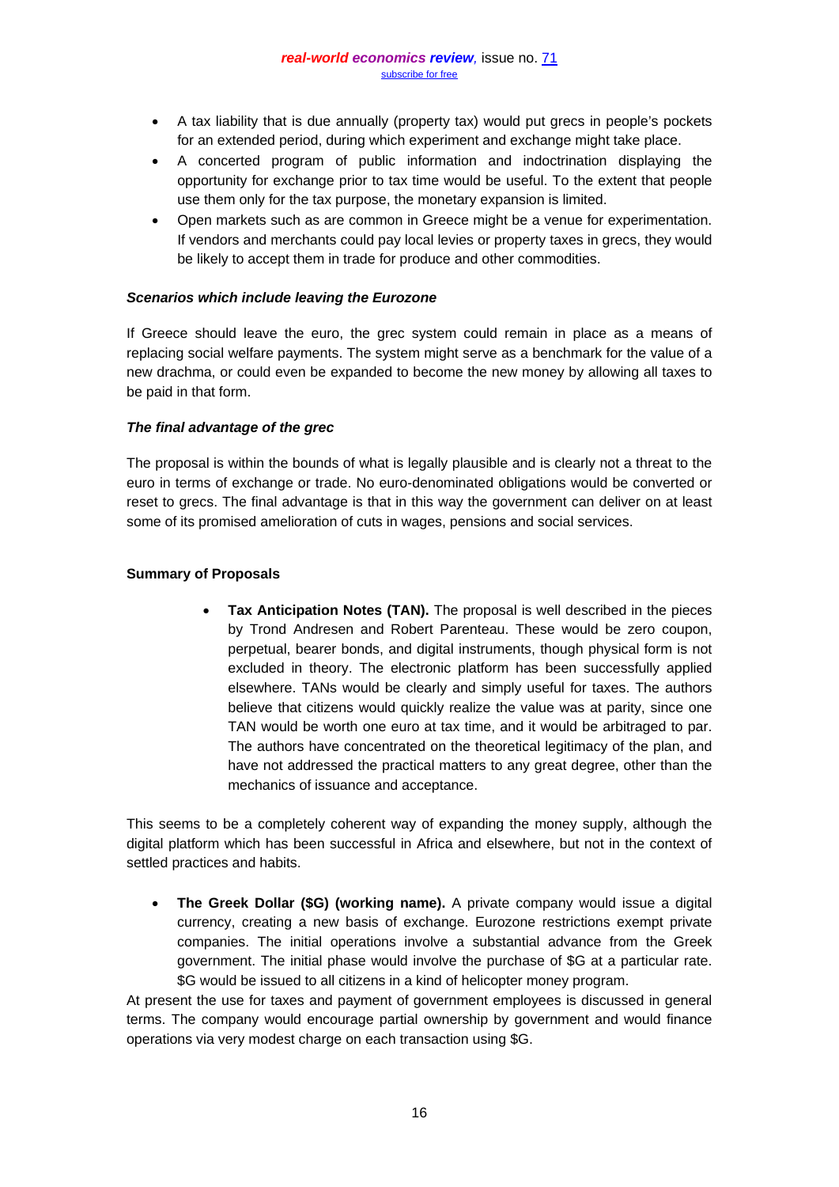- A tax liability that is due annually (property tax) would put grecs in people's pockets for an extended period, during which experiment and exchange might take place.
- A concerted program of public information and indoctrination displaying the opportunity for exchange prior to tax time would be useful. To the extent that people use them only for the tax purpose, the monetary expansion is limited.
- Open markets such as are common in Greece might be a venue for experimentation. If vendors and merchants could pay local levies or property taxes in grecs, they would be likely to accept them in trade for produce and other commodities.

***Scenarios which include leaving the Eurozone***

If Greece should leave the euro, the grec system could remain in place as a means of replacing social welfare payments. The system might serve as a benchmark for the value of a new drachma, or could even be expanded to become the new money by allowing all taxes to be paid in that form.

***The final advantage of the grec***

The proposal is within the bounds of what is legally plausible and is clearly not a threat to the euro in terms of exchange or trade. No euro-denominated obligations would be converted or reset to grecs. The final advantage is that in this way the government can deliver on at least some of its promised amelioration of cuts in wages, pensions and social services.

**Summary of Proposals**

- **Tax Anticipation Notes (TAN).** The proposal is well described in the pieces by Trond Andresen and Robert Parenteau. These would be zero coupon, perpetual, bearer bonds, and digital instruments, though physical form is not excluded in theory. The electronic platform has been successfully applied elsewhere. TANs would be clearly and simply useful for taxes. The authors believe that citizens would quickly realize the value was at parity, since one TAN would be worth one euro at tax time, and it would be arbitraged to par. The authors have concentrated on the theoretical legitimacy of the plan, and have not addressed the practical matters to any great degree, other than the mechanics of issuance and acceptance.

This seems to be a completely coherent way of expanding the money supply, although the digital platform which has been successful in Africa and elsewhere, but not in the context of settled practices and habits.

- **The Greek Dollar ($G) (working name).** A private company would issue a digital currency, creating a new basis of exchange. Eurozone restrictions exempt private companies. The initial operations involve a substantial advance from the Greek government. The initial phase would involve the purchase of $G at a particular rate. $G would be issued to all citizens in a kind of helicopter money program.

At present the use for taxes and payment of government employees is discussed in general terms. The company would encourage partial ownership by government and would finance operations via very modest charge on each transaction using $G.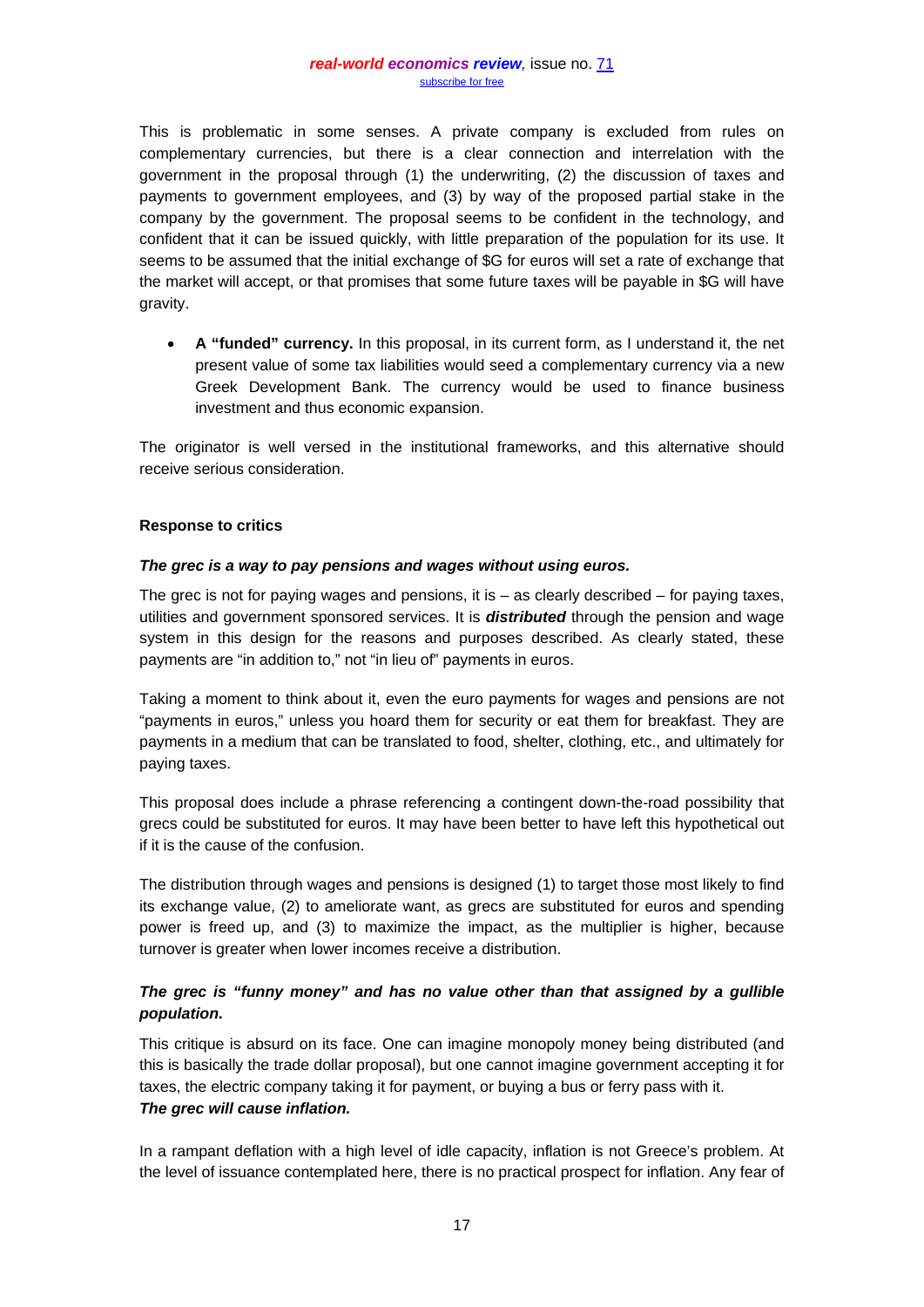This is problematic in some senses. A private company is excluded from rules on complementary currencies, but there is a clear connection and interrelation with the government in the proposal through (1) the underwriting, (2) the discussion of taxes and payments to government employees, and (3) by way of the proposed partial stake in the company by the government. The proposal seems to be confident in the technology, and confident that it can be issued quickly, with little preparation of the population for its use. It seems to be assumed that the initial exchange of $G for euros will set a rate of exchange that the market will accept, or that promises that some future taxes will be payable in $G will have gravity.

- **A "funded" currency.** In this proposal, in its current form, as I understand it, the net present value of some tax liabilities would seed a complementary currency via a new Greek Development Bank. The currency would be used to finance business investment and thus economic expansion.

The originator is well versed in the institutional frameworks, and this alternative should receive serious consideration.

**Response to critics**

***The grec is a way to pay pensions and wages without using euros.***

The grec is not for paying wages and pensions, it is – as clearly described – for paying taxes, utilities and government sponsored services. It is ***distributed*** through the pension and wage system in this design for the reasons and purposes described. As clearly stated, these payments are "in addition to," not "in lieu of" payments in euros.

Taking a moment to think about it, even the euro payments for wages and pensions are not "payments in euros," unless you hoard them for security or eat them for breakfast. They are payments in a medium that can be translated to food, shelter, clothing, etc., and ultimately for paying taxes.

This proposal does include a phrase referencing a contingent down-the-road possibility that grecs could be substituted for euros. It may have been better to have left this hypothetical out if it is the cause of the confusion.

The distribution through wages and pensions is designed (1) to target those most likely to find its exchange value, (2) to ameliorate want, as grecs are substituted for euros and spending power is freed up, and (3) to maximize the impact, as the multiplier is higher, because turnover is greater when lower incomes receive a distribution.

***The grec is "funny money" and has no value other than that assigned by a gullible population.***

This critique is absurd on its face. One can imagine monopoly money being distributed (and this is basically the trade dollar proposal), but one cannot imagine government accepting it for taxes, the electric company taking it for payment, or buying a bus or ferry pass with it.

***The grec will cause inflation.***

In a rampant deflation with a high level of idle capacity, inflation is not Greece's problem. At the level of issuance contemplated here, there is no practical prospect for inflation. Any fear of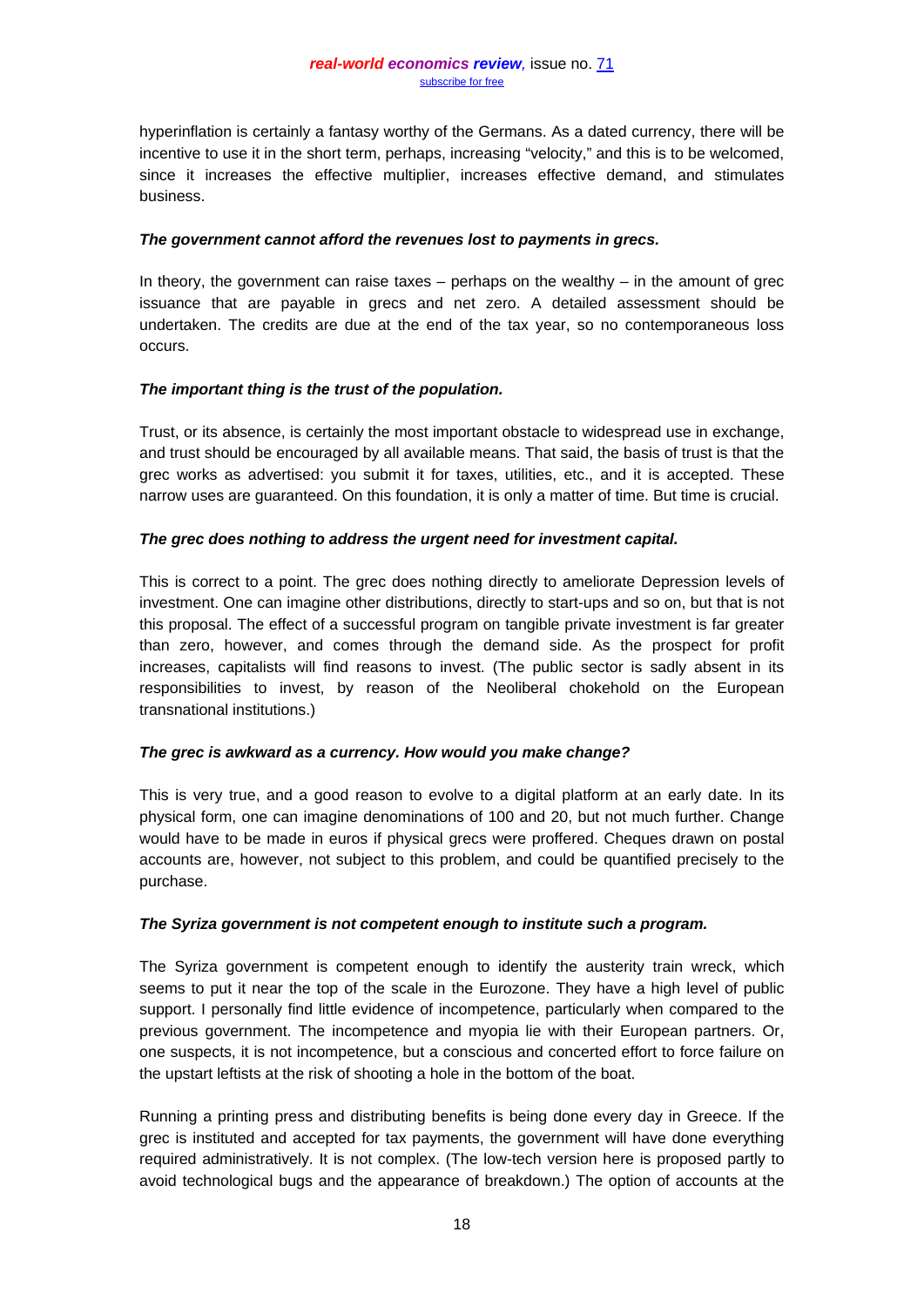hyperinflation is certainly a fantasy worthy of the Germans. As a dated currency, there will be incentive to use it in the short term, perhaps, increasing "velocity," and this is to be welcomed, since it increases the effective multiplier, increases effective demand, and stimulates business.

***The government cannot afford the revenues lost to payments in grecs.***

In theory, the government can raise taxes – perhaps on the wealthy – in the amount of grec issuance that are payable in grecs and net zero. A detailed assessment should be undertaken. The credits are due at the end of the tax year, so no contemporaneous loss occurs.

***The important thing is the trust of the population.***

Trust, or its absence, is certainly the most important obstacle to widespread use in exchange, and trust should be encouraged by all available means. That said, the basis of trust is that the grec works as advertised: you submit it for taxes, utilities, etc., and it is accepted. These narrow uses are guaranteed. On this foundation, it is only a matter of time. But time is crucial.

***The grec does nothing to address the urgent need for investment capital.***

This is correct to a point. The grec does nothing directly to ameliorate Depression levels of investment. One can imagine other distributions, directly to start-ups and so on, but that is not this proposal. The effect of a successful program on tangible private investment is far greater than zero, however, and comes through the demand side. As the prospect for profit increases, capitalists will find reasons to invest. (The public sector is sadly absent in its responsibilities to invest, by reason of the Neoliberal chokehold on the European transnational institutions.)

***The grec is awkward as a currency. How would you make change?***

This is very true, and a good reason to evolve to a digital platform at an early date. In its physical form, one can imagine denominations of 100 and 20, but not much further. Change would have to be made in euros if physical grecs were proffered. Cheques drawn on postal accounts are, however, not subject to this problem, and could be quantified precisely to the purchase.

***The Syriza government is not competent enough to institute such a program.***

The Syriza government is competent enough to identify the austerity train wreck, which seems to put it near the top of the scale in the Eurozone. They have a high level of public support. I personally find little evidence of incompetence, particularly when compared to the previous government. The incompetence and myopia lie with their European partners. Or, one suspects, it is not incompetence, but a conscious and concerted effort to force failure on the upstart leftists at the risk of shooting a hole in the bottom of the boat.

Running a printing press and distributing benefits is being done every day in Greece. If the grec is instituted and accepted for tax payments, the government will have done everything required administratively. It is not complex. (The low-tech version here is proposed partly to avoid technological bugs and the appearance of breakdown.) The option of accounts at the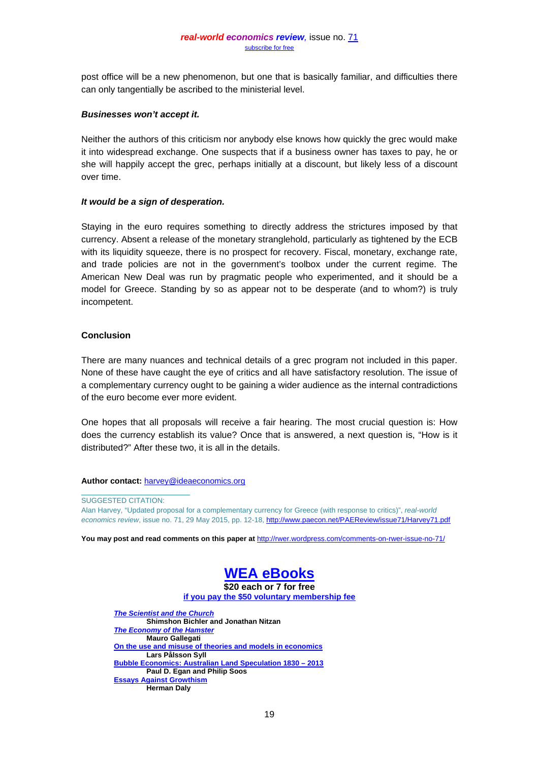post office will be a new phenomenon, but one that is basically familiar, and difficulties there can only tangentially be ascribed to the ministerial level.

***Businesses won't accept it.***

Neither the authors of this criticism nor anybody else knows how quickly the grec would make it into widespread exchange. One suspects that if a business owner has taxes to pay, he or she will happily accept the grec, perhaps initially at a discount, but likely less of a discount over time.

***It would be a sign of desperation.***

Staying in the euro requires something to directly address the strictures imposed by that currency. Absent a release of the monetary stranglehold, particularly as tightened by the ECB with its liquidity squeeze, there is no prospect for recovery. Fiscal, monetary, exchange rate, and trade policies are not in the government's toolbox under the current regime. The American New Deal was run by pragmatic people who experimented, and it should be a model for Greece. Standing by so as appear not to be desperate (and to whom?) is truly incompetent.

## Conclusion

There are many nuances and technical details of a grec program not included in this paper. None of these have caught the eye of critics and all have satisfactory resolution. The issue of a complementary currency ought to be gaining a wider audience as the internal contradictions of the euro become ever more evident.

One hopes that all proposals will receive a fair hearing. The most crucial question is: How does the currency establish its value? Once that is answered, a next question is, "How is it distributed?" After these two, it is all in the details.

**Author contact:** harvey@ideaeconomics.org

---

SUGGESTED CITATION:
Alan Harvey, "Updated proposal for a complementary currency for Greece (with response to critics)", *real-world economics review*, issue no. 71, 29 May 2015, pp. 12-18, http://www.paecon.net/PAEReview/issue71/Harvey71.pdf

**You may post and read comments on this paper at** http://rwer.wordpress.com/comments-on-rwer-issue-no-71/

## WEA eBooks

**$20 each or 7 for free**
**if you pay the $50 voluntary membership fee**

***The Scientist and the Church***
**Shimshon Bichler and Jonathan Nitzan**
***The Economy of the Hamster***
**Mauro Gallegati**
**On the use and misuse of theories and models in economics**
**Lars Pålsson Syll**
**Bubble Economics: Australian Land Speculation 1830 – 2013**
**Paul D. Egan and Philip Soos**
**Essays Against Growthism**
**Herman Daly**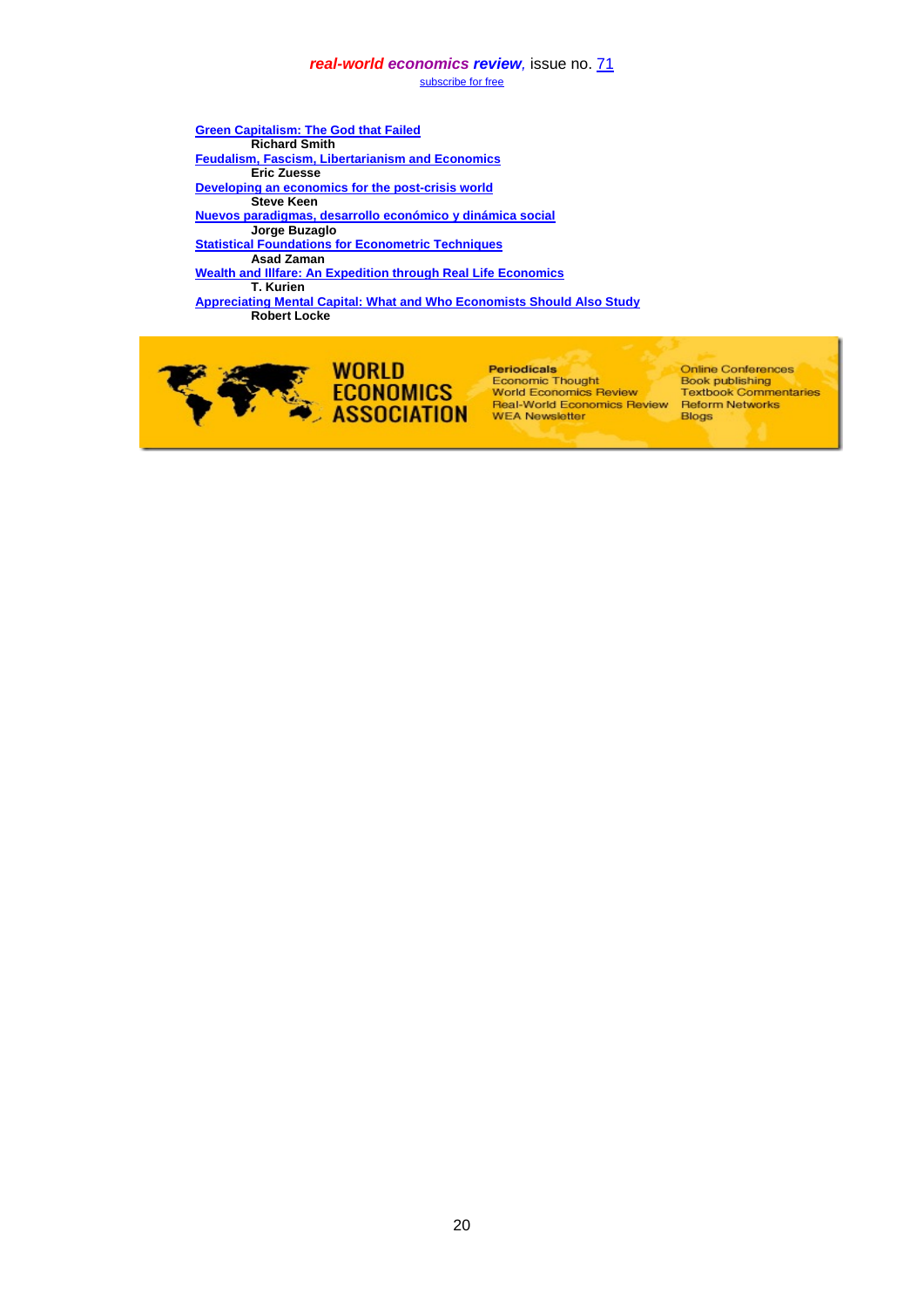***real-world economics review***, issue no. 71
subscribe for free

**Green Capitalism: The God that Failed**
**Richard Smith**
**Feudalism, Fascism, Libertarianism and Economics**
**Eric Zuesse**
**Developing an economics for the post-crisis world**
**Steve Keen**
**Nuevos paradigmas, desarrollo económico y dinámica social**
**Jorge Buzaglo**
**Statistical Foundations for Econometric Techniques**
**Asad Zaman**
**Wealth and Illfare: An Expedition through Real Life Economics**
**T. Kurien**
**Appreciating Mental Capital: What and Who Economists Should Also Study**
**Robert Locke**

WORLD ECONOMICS ASSOCIATION

Periodicals
Economic Thought
World Economics Review
Real-World Economics Review
WEA Newsletter

Online Conferences
Book publishing
Textbook Commentaries
Reform Networks
Blogs